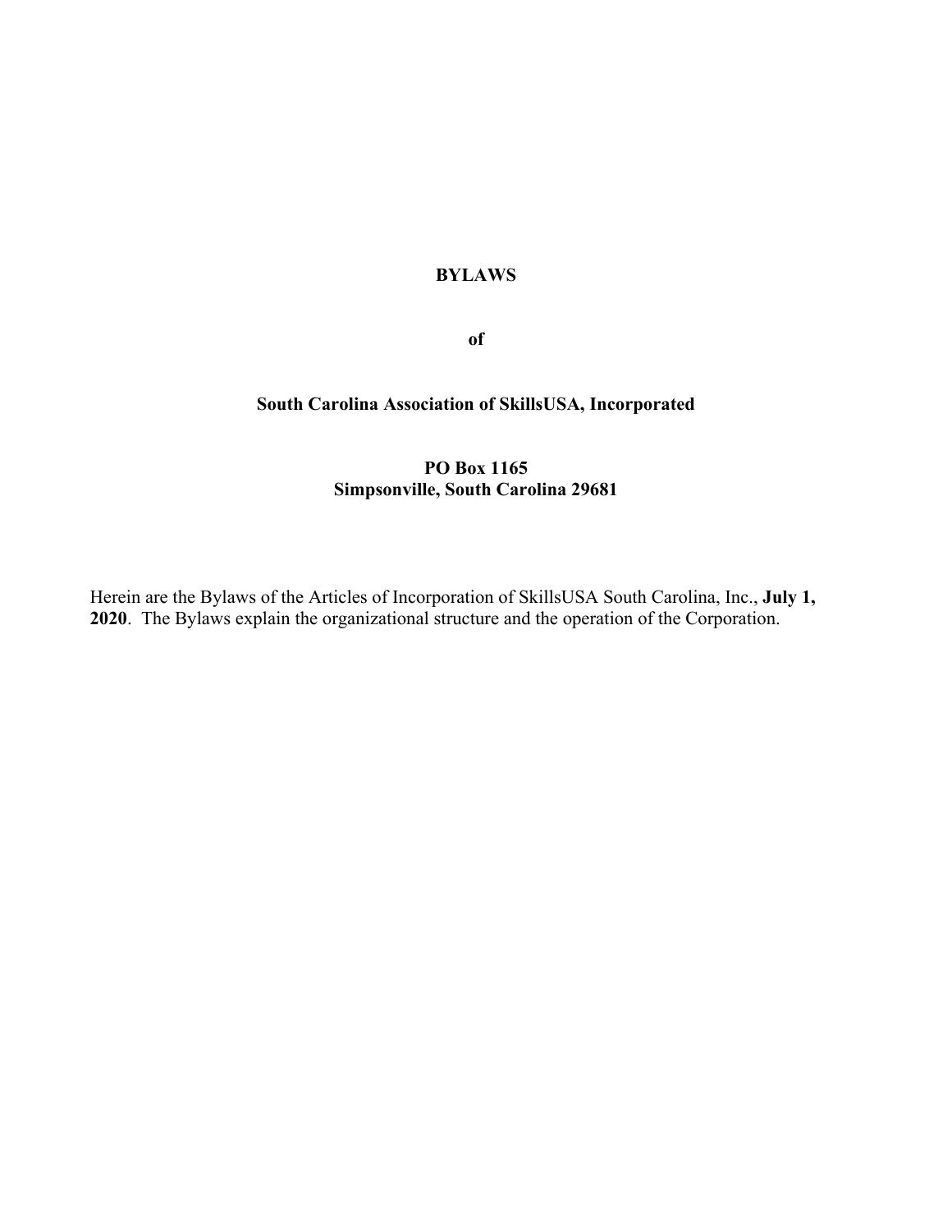# BYLAWS

**of**

**South Carolina Association of SkillsUSA, Incorporated**

**PO Box 1165**
**Simpsonville, South Carolina 29681**

Herein are the Bylaws of the Articles of Incorporation of SkillsUSA South Carolina, Inc., **July 1, 2020**. The Bylaws explain the organizational structure and the operation of the Corporation.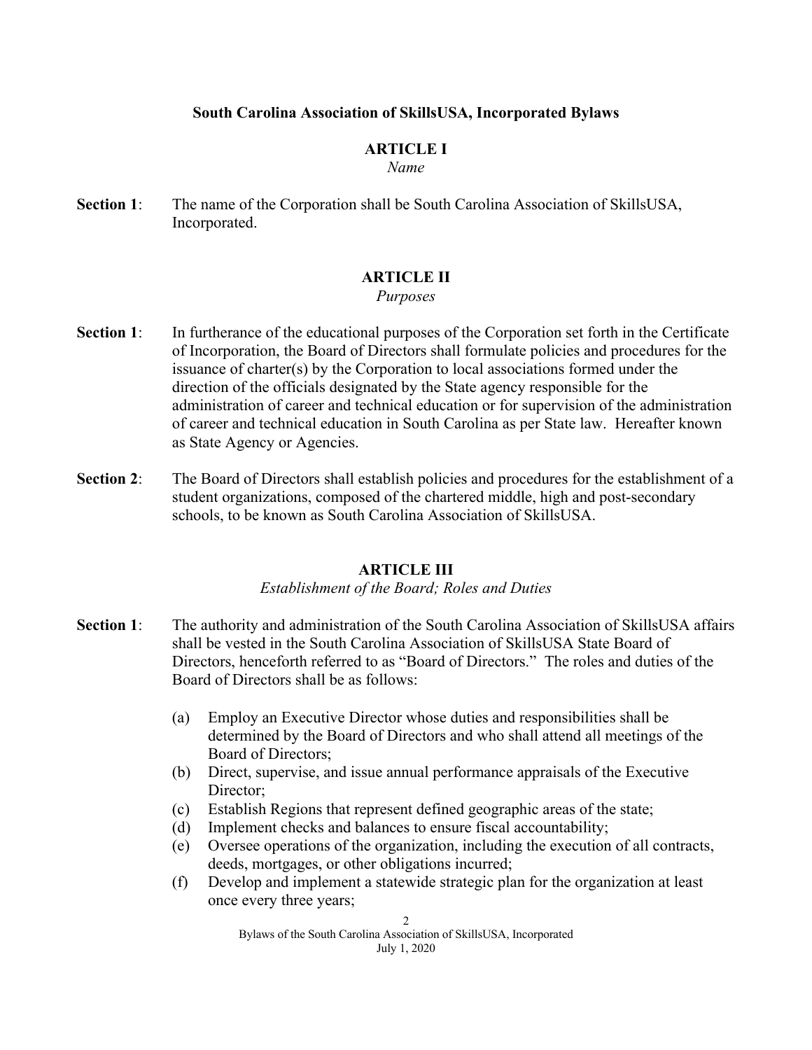**South Carolina Association of SkillsUSA, Incorporated Bylaws**

## ARTICLE I

*Name*

**Section 1**: The name of the Corporation shall be South Carolina Association of SkillsUSA, Incorporated.

## ARTICLE II

*Purposes*

**Section 1**: In furtherance of the educational purposes of the Corporation set forth in the Certificate of Incorporation, the Board of Directors shall formulate policies and procedures for the issuance of charter(s) by the Corporation to local associations formed under the direction of the officials designated by the State agency responsible for the administration of career and technical education or for supervision of the administration of career and technical education in South Carolina as per State law. Hereafter known as State Agency or Agencies.

**Section 2**: The Board of Directors shall establish policies and procedures for the establishment of a student organizations, composed of the chartered middle, high and post-secondary schools, to be known as South Carolina Association of SkillsUSA.

## ARTICLE III

*Establishment of the Board; Roles and Duties*

**Section 1**: The authority and administration of the South Carolina Association of SkillsUSA affairs shall be vested in the South Carolina Association of SkillsUSA State Board of Directors, henceforth referred to as "Board of Directors." The roles and duties of the Board of Directors shall be as follows:

(a) Employ an Executive Director whose duties and responsibilities shall be determined by the Board of Directors and who shall attend all meetings of the Board of Directors;

(b) Direct, supervise, and issue annual performance appraisals of the Executive Director;

(c) Establish Regions that represent defined geographic areas of the state;

(d) Implement checks and balances to ensure fiscal accountability;

(e) Oversee operations of the organization, including the execution of all contracts, deeds, mortgages, or other obligations incurred;

(f) Develop and implement a statewide strategic plan for the organization at least once every three years;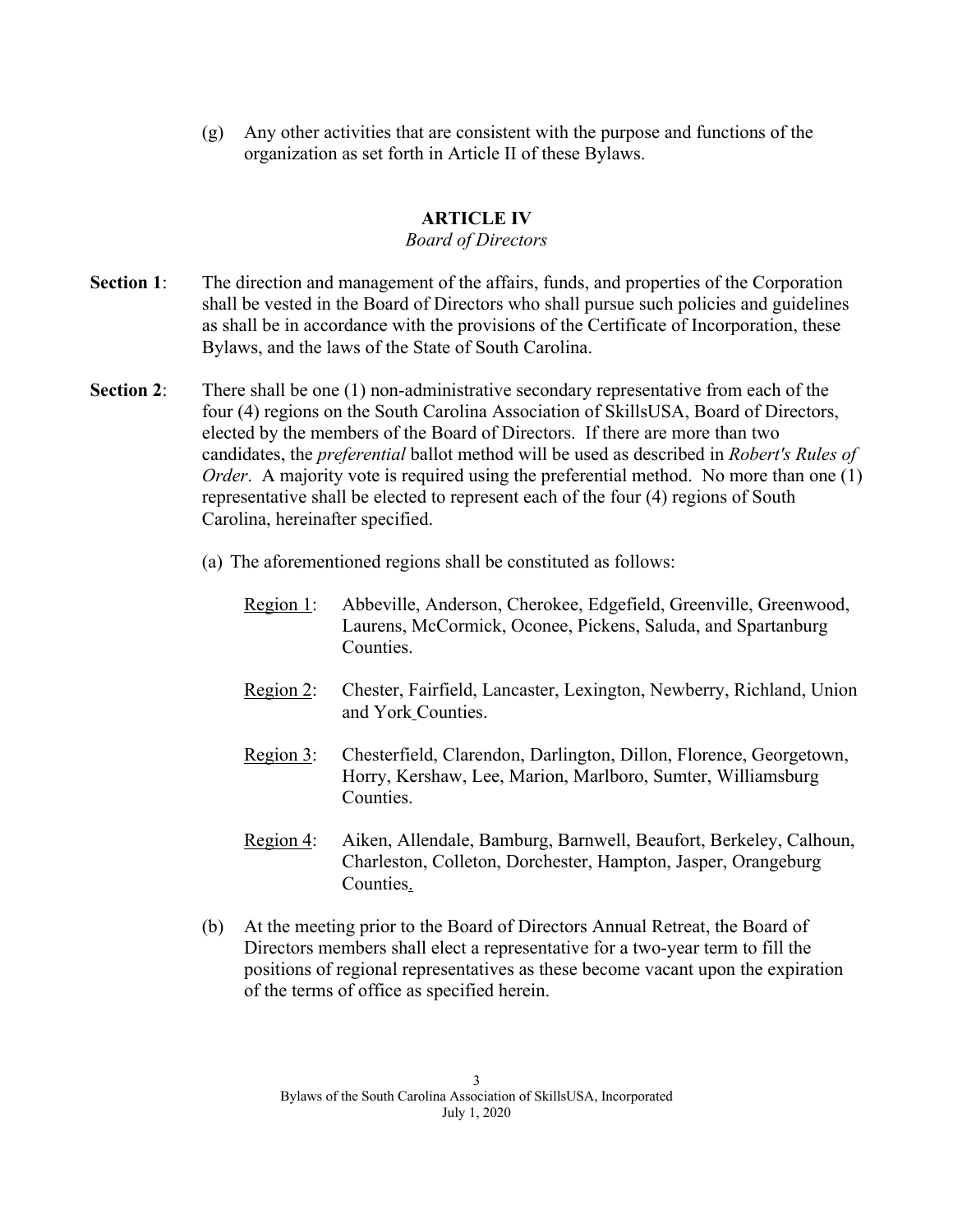(g) Any other activities that are consistent with the purpose and functions of the organization as set forth in Article II of these Bylaws.

## ARTICLE IV

*Board of Directors*

**Section 1**: The direction and management of the affairs, funds, and properties of the Corporation shall be vested in the Board of Directors who shall pursue such policies and guidelines as shall be in accordance with the provisions of the Certificate of Incorporation, these Bylaws, and the laws of the State of South Carolina.

**Section 2**: There shall be one (1) non-administrative secondary representative from each of the four (4) regions on the South Carolina Association of SkillsUSA, Board of Directors, elected by the members of the Board of Directors. If there are more than two candidates, the *preferential* ballot method will be used as described in *Robert's Rules of Order*. A majority vote is required using the preferential method. No more than one (1) representative shall be elected to represent each of the four (4) regions of South Carolina, hereinafter specified.

(a) The aforementioned regions shall be constituted as follows:

- Region 1: Abbeville, Anderson, Cherokee, Edgefield, Greenville, Greenwood, Laurens, McCormick, Oconee, Pickens, Saluda, and Spartanburg Counties.
- Region 2: Chester, Fairfield, Lancaster, Lexington, Newberry, Richland, Union and York Counties.
- Region 3: Chesterfield, Clarendon, Darlington, Dillon, Florence, Georgetown, Horry, Kershaw, Lee, Marion, Marlboro, Sumter, Williamsburg Counties.
- Region 4: Aiken, Allendale, Bamburg, Barnwell, Beaufort, Berkeley, Calhoun, Charleston, Colleton, Dorchester, Hampton, Jasper, Orangeburg Counties.

(b) At the meeting prior to the Board of Directors Annual Retreat, the Board of Directors members shall elect a representative for a two-year term to fill the positions of regional representatives as these become vacant upon the expiration of the terms of office as specified herein.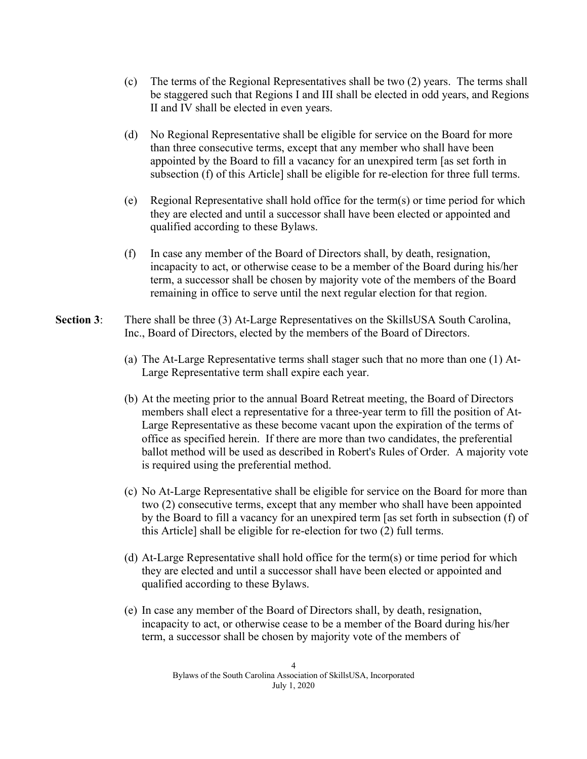(c) The terms of the Regional Representatives shall be two (2) years. The terms shall be staggered such that Regions I and III shall be elected in odd years, and Regions II and IV shall be elected in even years.

(d) No Regional Representative shall be eligible for service on the Board for more than three consecutive terms, except that any member who shall have been appointed by the Board to fill a vacancy for an unexpired term [as set forth in subsection (f) of this Article] shall be eligible for re-election for three full terms.

(e) Regional Representative shall hold office for the term(s) or time period for which they are elected and until a successor shall have been elected or appointed and qualified according to these Bylaws.

(f) In case any member of the Board of Directors shall, by death, resignation, incapacity to act, or otherwise cease to be a member of the Board during his/her term, a successor shall be chosen by majority vote of the members of the Board remaining in office to serve until the next regular election for that region.

**Section 3**: There shall be three (3) At-Large Representatives on the SkillsUSA South Carolina, Inc., Board of Directors, elected by the members of the Board of Directors.

(a) The At-Large Representative terms shall stager such that no more than one (1) At-Large Representative term shall expire each year.

(b) At the meeting prior to the annual Board Retreat meeting, the Board of Directors members shall elect a representative for a three-year term to fill the position of At-Large Representative as these become vacant upon the expiration of the terms of office as specified herein. If there are more than two candidates, the preferential ballot method will be used as described in Robert's Rules of Order. A majority vote is required using the preferential method.

(c) No At-Large Representative shall be eligible for service on the Board for more than two (2) consecutive terms, except that any member who shall have been appointed by the Board to fill a vacancy for an unexpired term [as set forth in subsection (f) of this Article] shall be eligible for re-election for two (2) full terms.

(d) At-Large Representative shall hold office for the term(s) or time period for which they are elected and until a successor shall have been elected or appointed and qualified according to these Bylaws.

(e) In case any member of the Board of Directors shall, by death, resignation, incapacity to act, or otherwise cease to be a member of the Board during his/her term, a successor shall be chosen by majority vote of the members of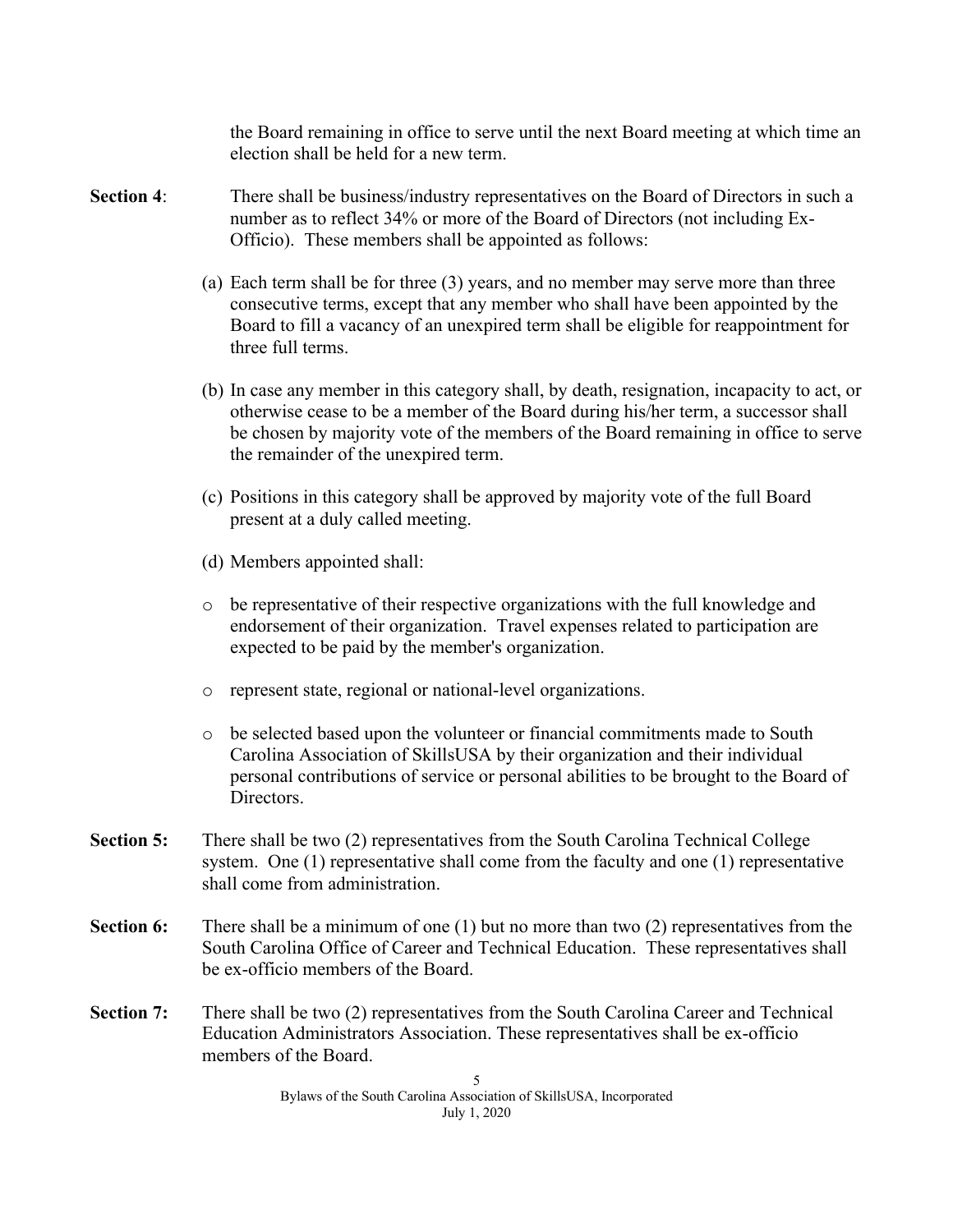the Board remaining in office to serve until the next Board meeting at which time an election shall be held for a new term.

**Section 4**: There shall be business/industry representatives on the Board of Directors in such a number as to reflect 34% or more of the Board of Directors (not including Ex-Officio). These members shall be appointed as follows:

(a) Each term shall be for three (3) years, and no member may serve more than three consecutive terms, except that any member who shall have been appointed by the Board to fill a vacancy of an unexpired term shall be eligible for reappointment for three full terms.

(b) In case any member in this category shall, by death, resignation, incapacity to act, or otherwise cease to be a member of the Board during his/her term, a successor shall be chosen by majority vote of the members of the Board remaining in office to serve the remainder of the unexpired term.

(c) Positions in this category shall be approved by majority vote of the full Board present at a duly called meeting.

(d) Members appointed shall:

- be representative of their respective organizations with the full knowledge and endorsement of their organization. Travel expenses related to participation are expected to be paid by the member's organization.
- represent state, regional or national-level organizations.
- be selected based upon the volunteer or financial commitments made to South Carolina Association of SkillsUSA by their organization and their individual personal contributions of service or personal abilities to be brought to the Board of Directors.

**Section 5:** There shall be two (2) representatives from the South Carolina Technical College system. One (1) representative shall come from the faculty and one (1) representative shall come from administration.

**Section 6:** There shall be a minimum of one (1) but no more than two (2) representatives from the South Carolina Office of Career and Technical Education. These representatives shall be ex-officio members of the Board.

**Section 7:** There shall be two (2) representatives from the South Carolina Career and Technical Education Administrators Association. These representatives shall be ex-officio members of the Board.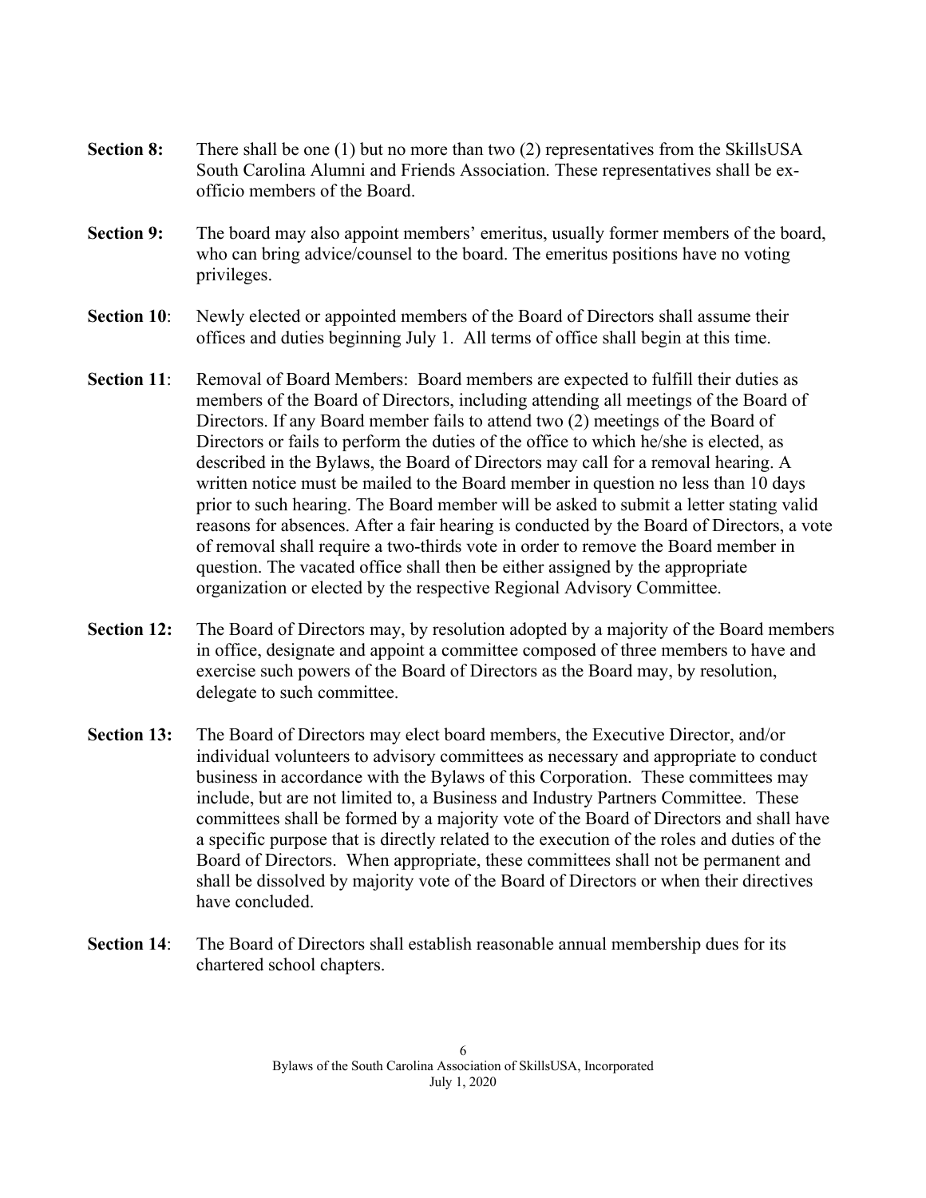**Section 8:** There shall be one (1) but no more than two (2) representatives from the SkillsUSA South Carolina Alumni and Friends Association. These representatives shall be ex-officio members of the Board.

**Section 9:** The board may also appoint members' emeritus, usually former members of the board, who can bring advice/counsel to the board. The emeritus positions have no voting privileges.

**Section 10**: Newly elected or appointed members of the Board of Directors shall assume their offices and duties beginning July 1. All terms of office shall begin at this time.

**Section 11**: Removal of Board Members: Board members are expected to fulfill their duties as members of the Board of Directors, including attending all meetings of the Board of Directors. If any Board member fails to attend two (2) meetings of the Board of Directors or fails to perform the duties of the office to which he/she is elected, as described in the Bylaws, the Board of Directors may call for a removal hearing. A written notice must be mailed to the Board member in question no less than 10 days prior to such hearing. The Board member will be asked to submit a letter stating valid reasons for absences. After a fair hearing is conducted by the Board of Directors, a vote of removal shall require a two-thirds vote in order to remove the Board member in question. The vacated office shall then be either assigned by the appropriate organization or elected by the respective Regional Advisory Committee.

**Section 12:** The Board of Directors may, by resolution adopted by a majority of the Board members in office, designate and appoint a committee composed of three members to have and exercise such powers of the Board of Directors as the Board may, by resolution, delegate to such committee.

**Section 13:** The Board of Directors may elect board members, the Executive Director, and/or individual volunteers to advisory committees as necessary and appropriate to conduct business in accordance with the Bylaws of this Corporation. These committees may include, but are not limited to, a Business and Industry Partners Committee. These committees shall be formed by a majority vote of the Board of Directors and shall have a specific purpose that is directly related to the execution of the roles and duties of the Board of Directors. When appropriate, these committees shall not be permanent and shall be dissolved by majority vote of the Board of Directors or when their directives have concluded.

**Section 14**: The Board of Directors shall establish reasonable annual membership dues for its chartered school chapters.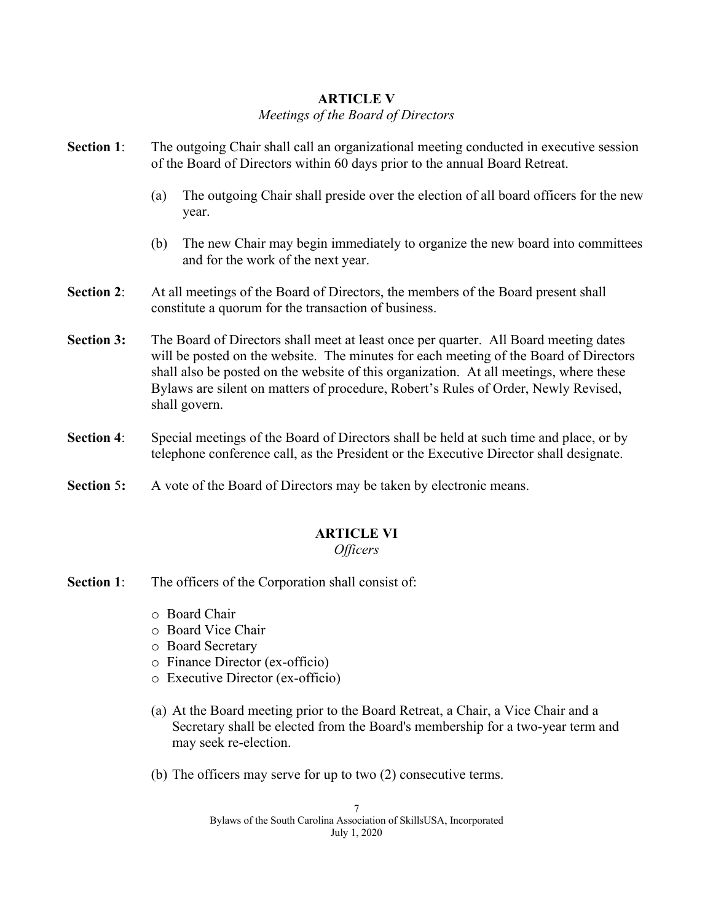## ARTICLE V

*Meetings of the Board of Directors*

**Section 1**: The outgoing Chair shall call an organizational meeting conducted in executive session of the Board of Directors within 60 days prior to the annual Board Retreat.

(a) The outgoing Chair shall preside over the election of all board officers for the new year.

(b) The new Chair may begin immediately to organize the new board into committees and for the work of the next year.

**Section 2**: At all meetings of the Board of Directors, the members of the Board present shall constitute a quorum for the transaction of business.

**Section 3:** The Board of Directors shall meet at least once per quarter. All Board meeting dates will be posted on the website. The minutes for each meeting of the Board of Directors shall also be posted on the website of this organization. At all meetings, where these Bylaws are silent on matters of procedure, Robert's Rules of Order, Newly Revised, shall govern.

**Section 4**: Special meetings of the Board of Directors shall be held at such time and place, or by telephone conference call, as the President or the Executive Director shall designate.

**Section 5:** A vote of the Board of Directors may be taken by electronic means.

## ARTICLE VI

*Officers*

**Section 1**: The officers of the Corporation shall consist of:

- Board Chair
- Board Vice Chair
- Board Secretary
- Finance Director (ex-officio)
- Executive Director (ex-officio)

(a) At the Board meeting prior to the Board Retreat, a Chair, a Vice Chair and a Secretary shall be elected from the Board's membership for a two-year term and may seek re-election.

(b) The officers may serve for up to two (2) consecutive terms.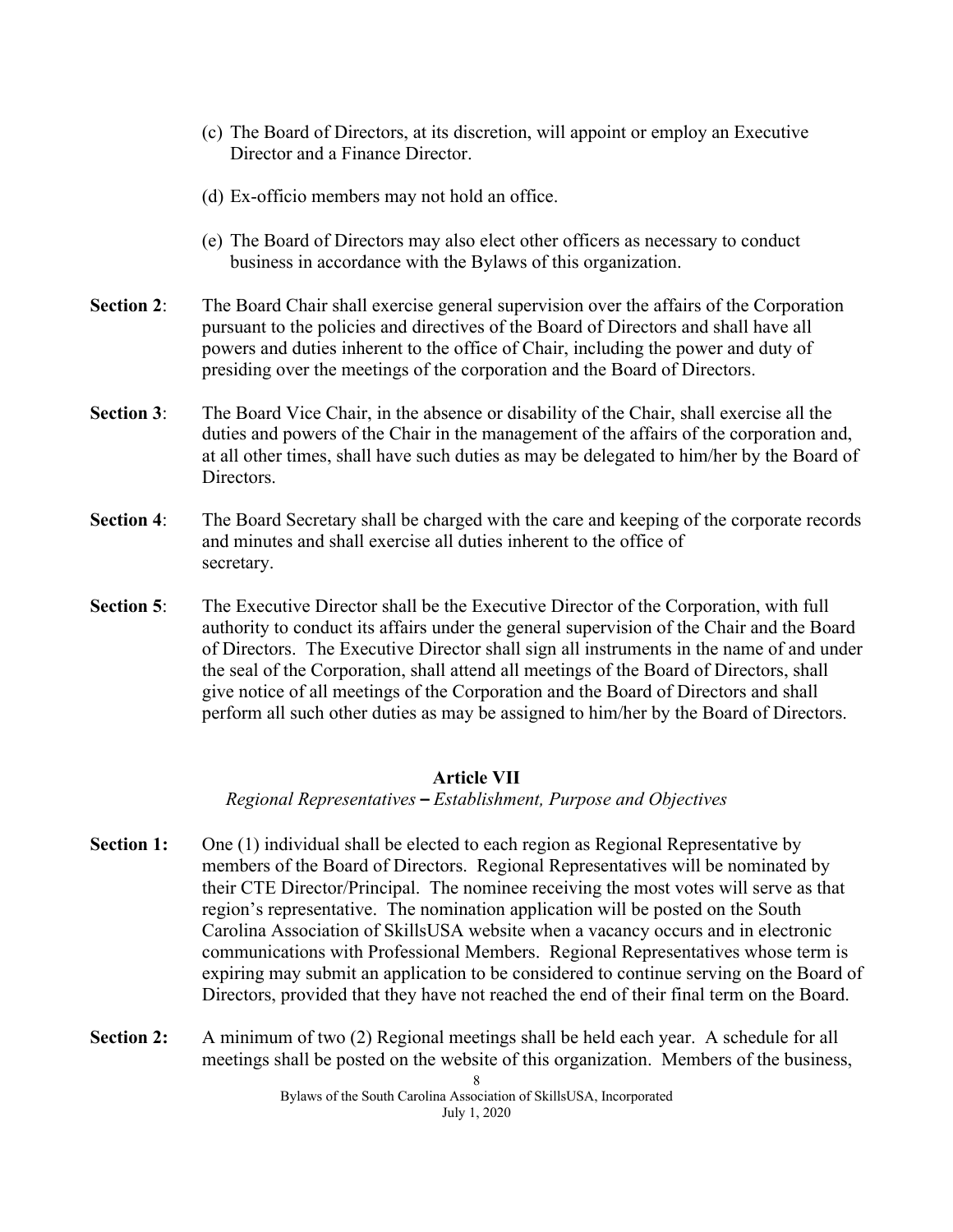(c) The Board of Directors, at its discretion, will appoint or employ an Executive Director and a Finance Director.

(d) Ex-officio members may not hold an office.

(e) The Board of Directors may also elect other officers as necessary to conduct business in accordance with the Bylaws of this organization.

**Section 2**: The Board Chair shall exercise general supervision over the affairs of the Corporation pursuant to the policies and directives of the Board of Directors and shall have all powers and duties inherent to the office of Chair, including the power and duty of presiding over the meetings of the corporation and the Board of Directors.

**Section 3**: The Board Vice Chair, in the absence or disability of the Chair, shall exercise all the duties and powers of the Chair in the management of the affairs of the corporation and, at all other times, shall have such duties as may be delegated to him/her by the Board of Directors.

**Section 4**: The Board Secretary shall be charged with the care and keeping of the corporate records and minutes and shall exercise all duties inherent to the office of secretary.

**Section 5**: The Executive Director shall be the Executive Director of the Corporation, with full authority to conduct its affairs under the general supervision of the Chair and the Board of Directors. The Executive Director shall sign all instruments in the name of and under the seal of the Corporation, shall attend all meetings of the Board of Directors, shall give notice of all meetings of the Corporation and the Board of Directors and shall perform all such other duties as may be assigned to him/her by the Board of Directors.

## Article VII

*Regional Representatives – Establishment, Purpose and Objectives*

**Section 1:** One (1) individual shall be elected to each region as Regional Representative by members of the Board of Directors. Regional Representatives will be nominated by their CTE Director/Principal. The nominee receiving the most votes will serve as that region's representative. The nomination application will be posted on the South Carolina Association of SkillsUSA website when a vacancy occurs and in electronic communications with Professional Members. Regional Representatives whose term is expiring may submit an application to be considered to continue serving on the Board of Directors, provided that they have not reached the end of their final term on the Board.

**Section 2:** A minimum of two (2) Regional meetings shall be held each year. A schedule for all meetings shall be posted on the website of this organization. Members of the business,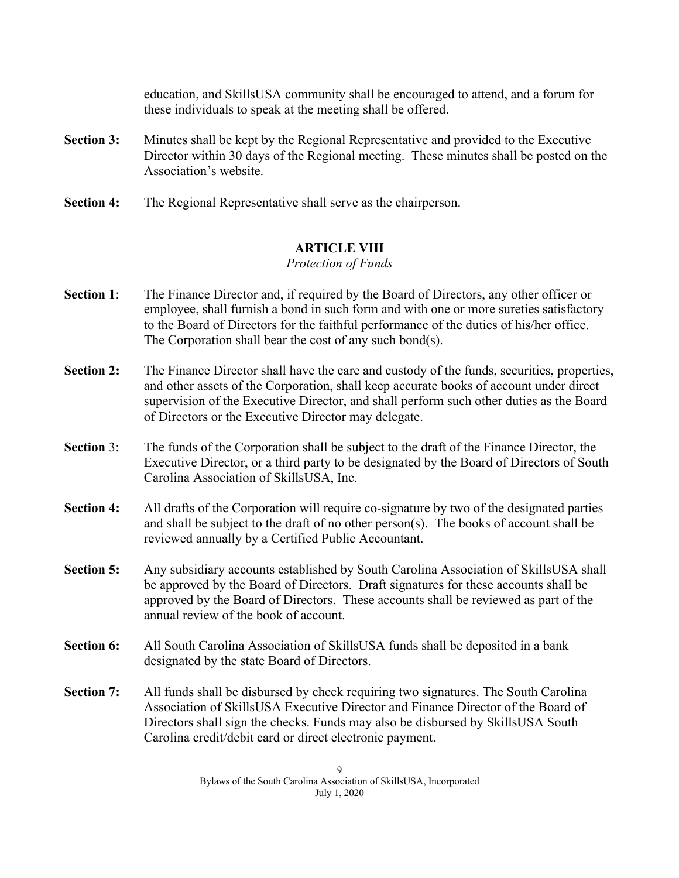education, and SkillsUSA community shall be encouraged to attend, and a forum for these individuals to speak at the meeting shall be offered.

**Section 3:** Minutes shall be kept by the Regional Representative and provided to the Executive Director within 30 days of the Regional meeting. These minutes shall be posted on the Association's website.

**Section 4:** The Regional Representative shall serve as the chairperson.

## ARTICLE VIII

*Protection of Funds*

**Section 1**: The Finance Director and, if required by the Board of Directors, any other officer or employee, shall furnish a bond in such form and with one or more sureties satisfactory to the Board of Directors for the faithful performance of the duties of his/her office. The Corporation shall bear the cost of any such bond(s).

**Section 2:** The Finance Director shall have the care and custody of the funds, securities, properties, and other assets of the Corporation, shall keep accurate books of account under direct supervision of the Executive Director, and shall perform such other duties as the Board of Directors or the Executive Director may delegate.

**Section** 3: The funds of the Corporation shall be subject to the draft of the Finance Director, the Executive Director, or a third party to be designated by the Board of Directors of South Carolina Association of SkillsUSA, Inc.

**Section 4:** All drafts of the Corporation will require co-signature by two of the designated parties and shall be subject to the draft of no other person(s). The books of account shall be reviewed annually by a Certified Public Accountant.

**Section 5:** Any subsidiary accounts established by South Carolina Association of SkillsUSA shall be approved by the Board of Directors. Draft signatures for these accounts shall be approved by the Board of Directors. These accounts shall be reviewed as part of the annual review of the book of account.

**Section 6:** All South Carolina Association of SkillsUSA funds shall be deposited in a bank designated by the state Board of Directors.

**Section 7:** All funds shall be disbursed by check requiring two signatures. The South Carolina Association of SkillsUSA Executive Director and Finance Director of the Board of Directors shall sign the checks. Funds may also be disbursed by SkillsUSA South Carolina credit/debit card or direct electronic payment.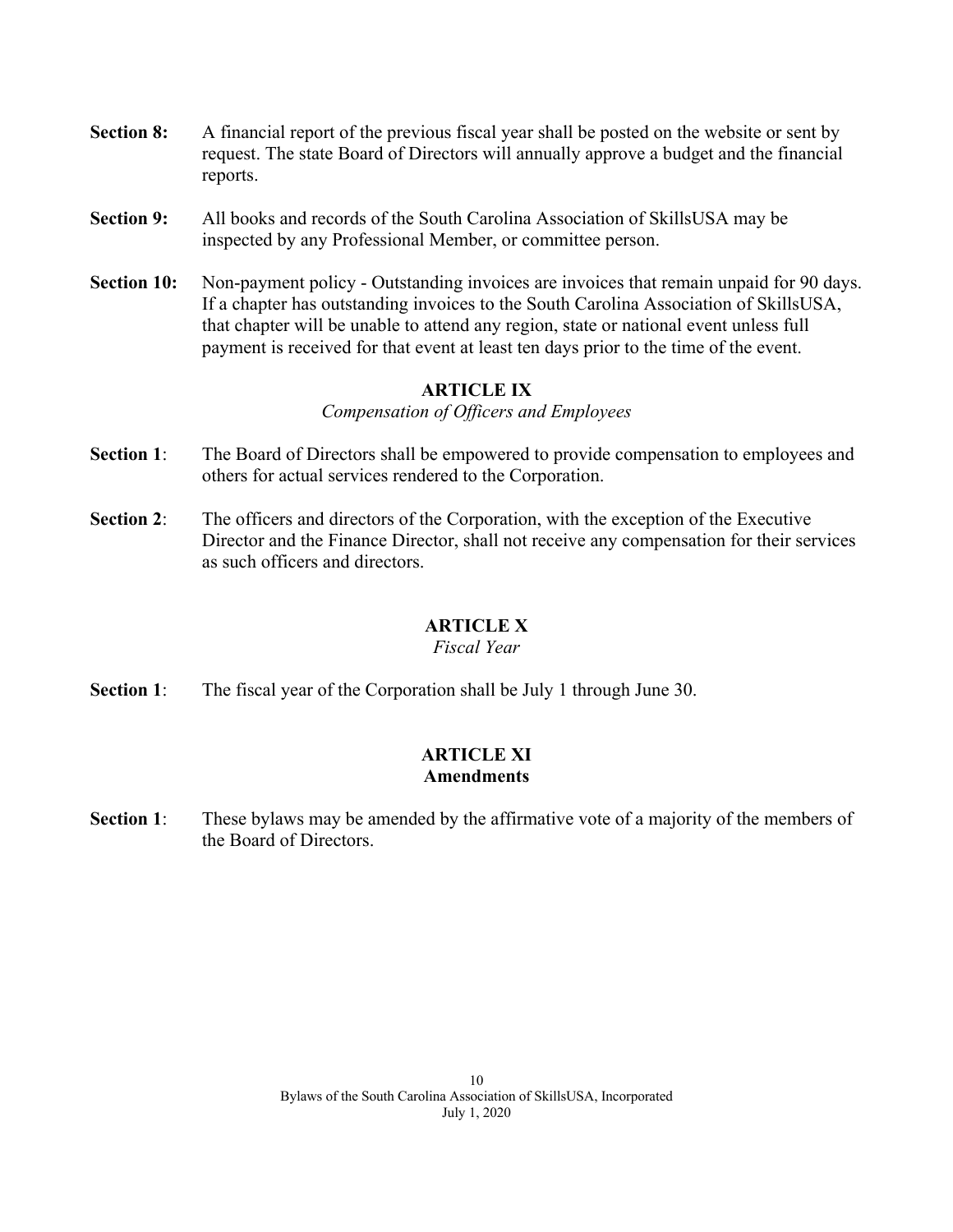**Section 8:** A financial report of the previous fiscal year shall be posted on the website or sent by request. The state Board of Directors will annually approve a budget and the financial reports.

**Section 9:** All books and records of the South Carolina Association of SkillsUSA may be inspected by any Professional Member, or committee person.

**Section 10:** Non-payment policy - Outstanding invoices are invoices that remain unpaid for 90 days. If a chapter has outstanding invoices to the South Carolina Association of SkillsUSA, that chapter will be unable to attend any region, state or national event unless full payment is received for that event at least ten days prior to the time of the event.

## ARTICLE IX

*Compensation of Officers and Employees*

**Section 1**: The Board of Directors shall be empowered to provide compensation to employees and others for actual services rendered to the Corporation.

**Section 2**: The officers and directors of the Corporation, with the exception of the Executive Director and the Finance Director, shall not receive any compensation for their services as such officers and directors.

## ARTICLE X

*Fiscal Year*

**Section 1**: The fiscal year of the Corporation shall be July 1 through June 30.

## ARTICLE XI

**Amendments**

**Section 1**: These bylaws may be amended by the affirmative vote of a majority of the members of the Board of Directors.